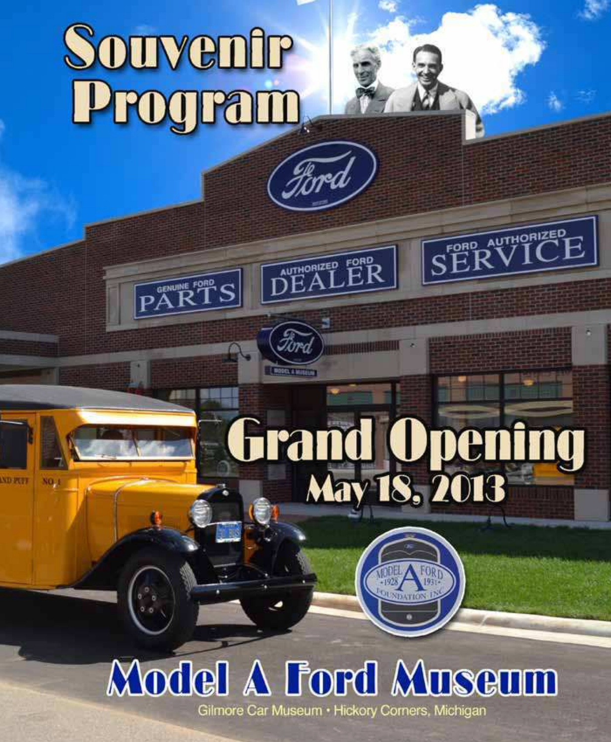# Souvenir Program

# Grand Opening

## May 18, 2013

# Model A Ford Museum

Gilmore Car Museum • Hickory Corners, Michigan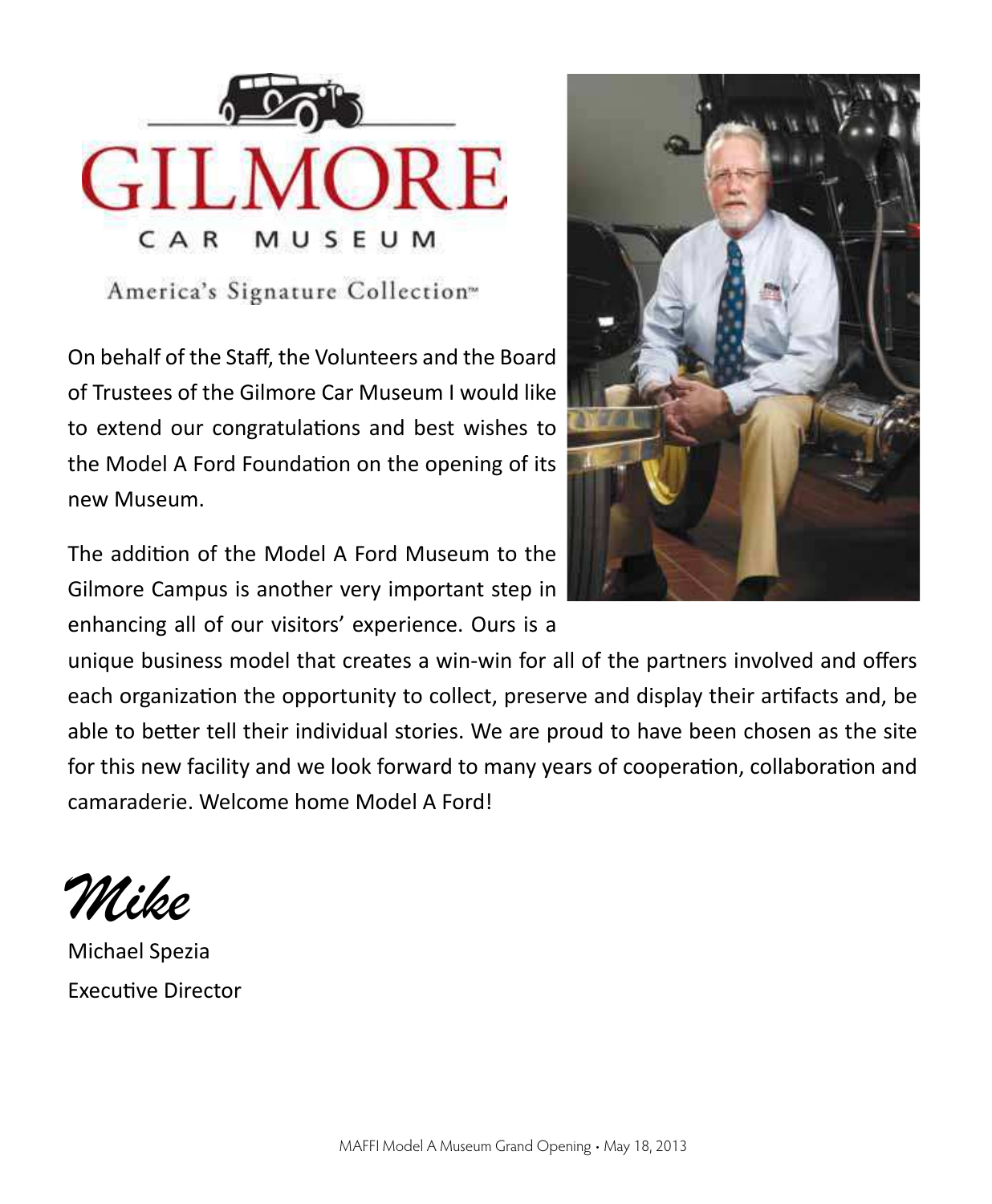# GILMORE

CAR MUSEUM

America's Signature Collection™

On behalf of the Staff, the Volunteers and the Board of Trustees of the Gilmore Car Museum I would like to extend our congratulations and best wishes to the Model A Ford Foundation on the opening of its new Museum.

The addition of the Model A Ford Museum to the Gilmore Campus is another very important step in enhancing all of our visitors' experience. Ours is a unique business model that creates a win-win for all of the partners involved and offers each organization the opportunity to collect, preserve and display their artifacts and, be able to better tell their individual stories. We are proud to have been chosen as the site for this new facility and we look forward to many years of cooperation, collaboration and camaraderie. Welcome home Model A Ford!

*Mike*

Michael Spezia
Executive Director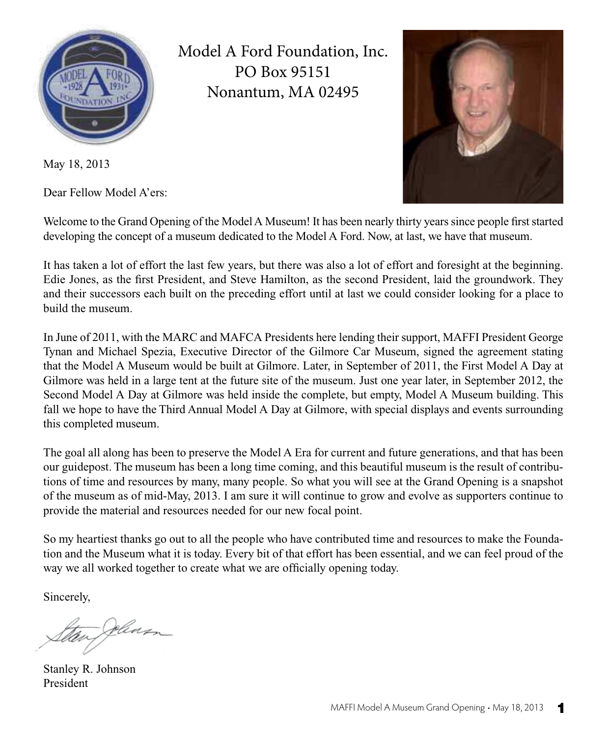Model A Ford Foundation, Inc.
PO Box 95151
Nonantum, MA 02495

May 18, 2013

Dear Fellow Model A'ers:

Welcome to the Grand Opening of the Model A Museum! It has been nearly thirty years since people first started developing the concept of a museum dedicated to the Model A Ford. Now, at last, we have that museum.

It has taken a lot of effort the last few years, but there was also a lot of effort and foresight at the beginning. Edie Jones, as the first President, and Steve Hamilton, as the second President, laid the groundwork. They and their successors each built on the preceding effort until at last we could consider looking for a place to build the museum.

In June of 2011, with the MARC and MAFCA Presidents here lending their support, MAFFI President George Tynan and Michael Spezia, Executive Director of the Gilmore Car Museum, signed the agreement stating that the Model A Museum would be built at Gilmore. Later, in September of 2011, the First Model A Day at Gilmore was held in a large tent at the future site of the museum. Just one year later, in September 2012, the Second Model A Day at Gilmore was held inside the complete, but empty, Model A Museum building. This fall we hope to have the Third Annual Model A Day at Gilmore, with special displays and events surrounding this completed museum.

The goal all along has been to preserve the Model A Era for current and future generations, and that has been our guidepost. The museum has been a long time coming, and this beautiful museum is the result of contributions of time and resources by many, many people. So what you will see at the Grand Opening is a snapshot of the museum as of mid-May, 2013. I am sure it will continue to grow and evolve as supporters continue to provide the material and resources needed for our new focal point.

So my heartiest thanks go out to all the people who have contributed time and resources to make the Foundation and the Museum what it is today. Every bit of that effort has been essential, and we can feel proud of the way we all worked together to create what we are officially opening today.

Sincerely,

Stanley R. Johnson
President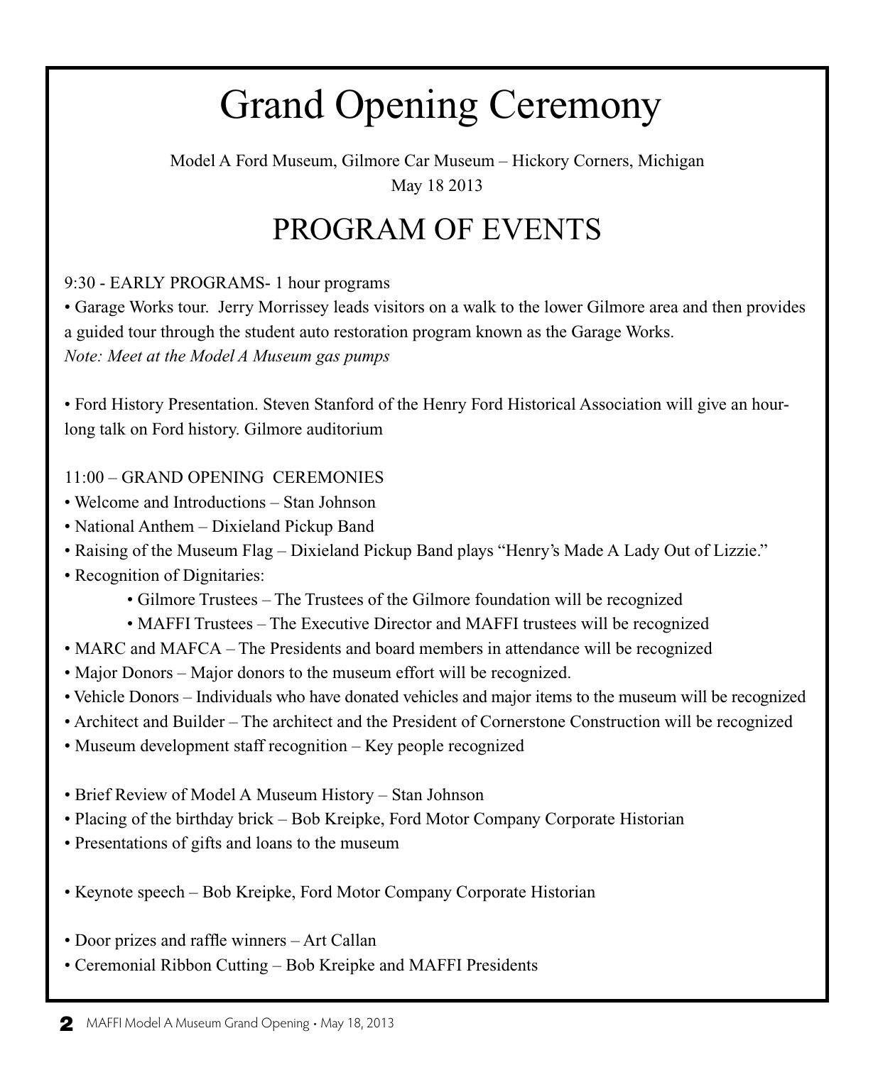# Grand Opening Ceremony

Model A Ford Museum, Gilmore Car Museum – Hickory Corners, Michigan
May 18 2013

## PROGRAM OF EVENTS

9:30 - EARLY PROGRAMS- 1 hour programs

• Garage Works tour. Jerry Morrissey leads visitors on a walk to the lower Gilmore area and then provides a guided tour through the student auto restoration program known as the Garage Works.
*Note: Meet at the Model A Museum gas pumps*

• Ford History Presentation. Steven Stanford of the Henry Ford Historical Association will give an hour-long talk on Ford history. Gilmore auditorium

11:00 – GRAND OPENING CEREMONIES

• Welcome and Introductions – Stan Johnson
• National Anthem – Dixieland Pickup Band
• Raising of the Museum Flag – Dixieland Pickup Band plays "Henry's Made A Lady Out of Lizzie."
• Recognition of Dignitaries:
    • Gilmore Trustees – The Trustees of the Gilmore foundation will be recognized
    • MAFFI Trustees – The Executive Director and MAFFI trustees will be recognized
• MARC and MAFCA – The Presidents and board members in attendance will be recognized
• Major Donors – Major donors to the museum effort will be recognized.
• Vehicle Donors – Individuals who have donated vehicles and major items to the museum will be recognized
• Architect and Builder – The architect and the President of Cornerstone Construction will be recognized
• Museum development staff recognition – Key people recognized

• Brief Review of Model A Museum History – Stan Johnson
• Placing of the birthday brick – Bob Kreipke, Ford Motor Company Corporate Historian
• Presentations of gifts and loans to the museum

• Keynote speech – Bob Kreipke, Ford Motor Company Corporate Historian

• Door prizes and raffle winners – Art Callan
• Ceremonial Ribbon Cutting – Bob Kreipke and MAFFI Presidents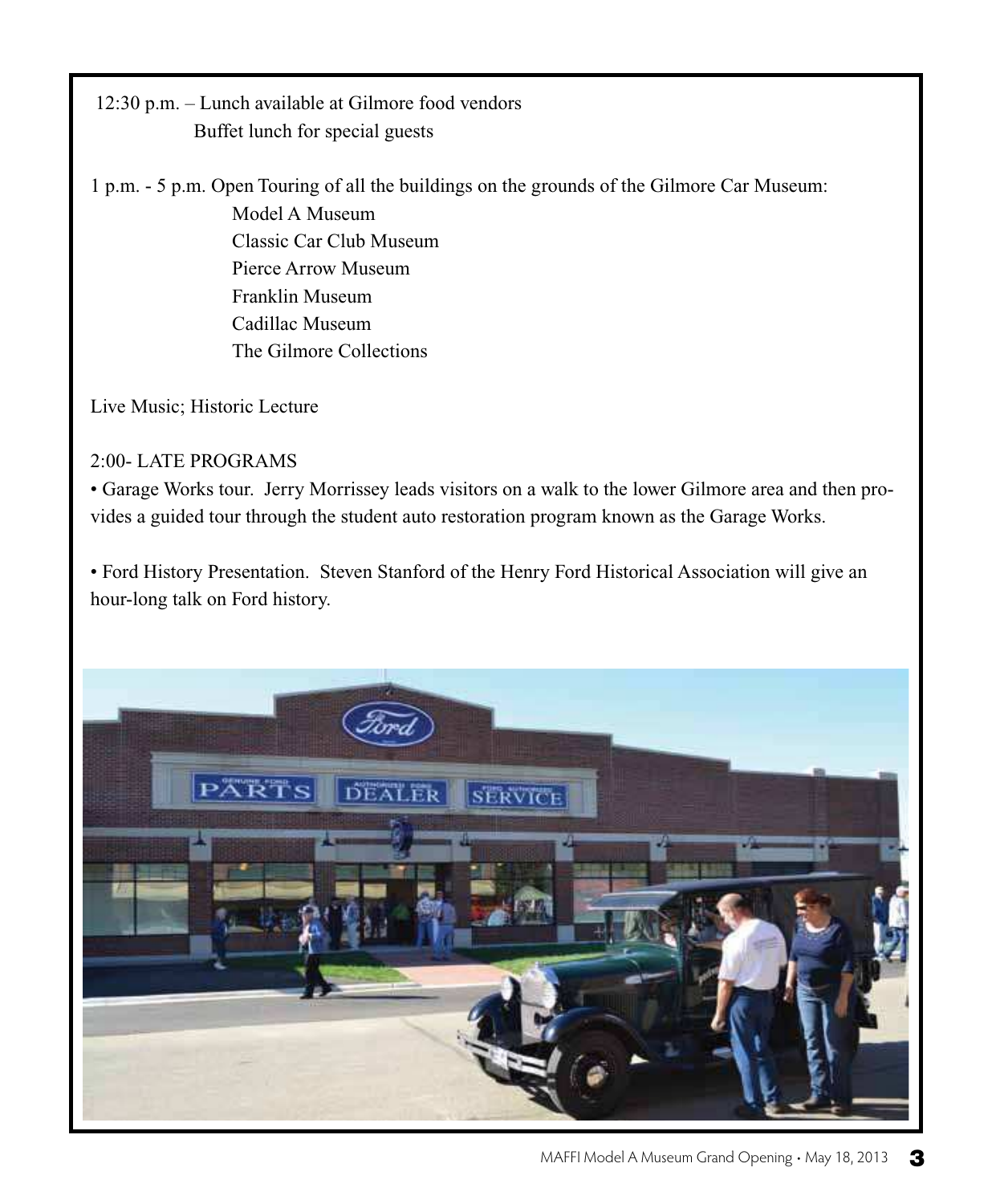12:30 p.m. – Lunch available at Gilmore food vendors
Buffet lunch for special guests

1 p.m. - 5 p.m. Open Touring of all the buildings on the grounds of the Gilmore Car Museum:

- Model A Museum
- Classic Car Club Museum
- Pierce Arrow Museum
- Franklin Museum
- Cadillac Museum
- The Gilmore Collections

Live Music; Historic Lecture

2:00- LATE PROGRAMS

• Garage Works tour. Jerry Morrissey leads visitors on a walk to the lower Gilmore area and then provides a guided tour through the student auto restoration program known as the Garage Works.

• Ford History Presentation. Steven Stanford of the Henry Ford Historical Association will give an hour-long talk on Ford history.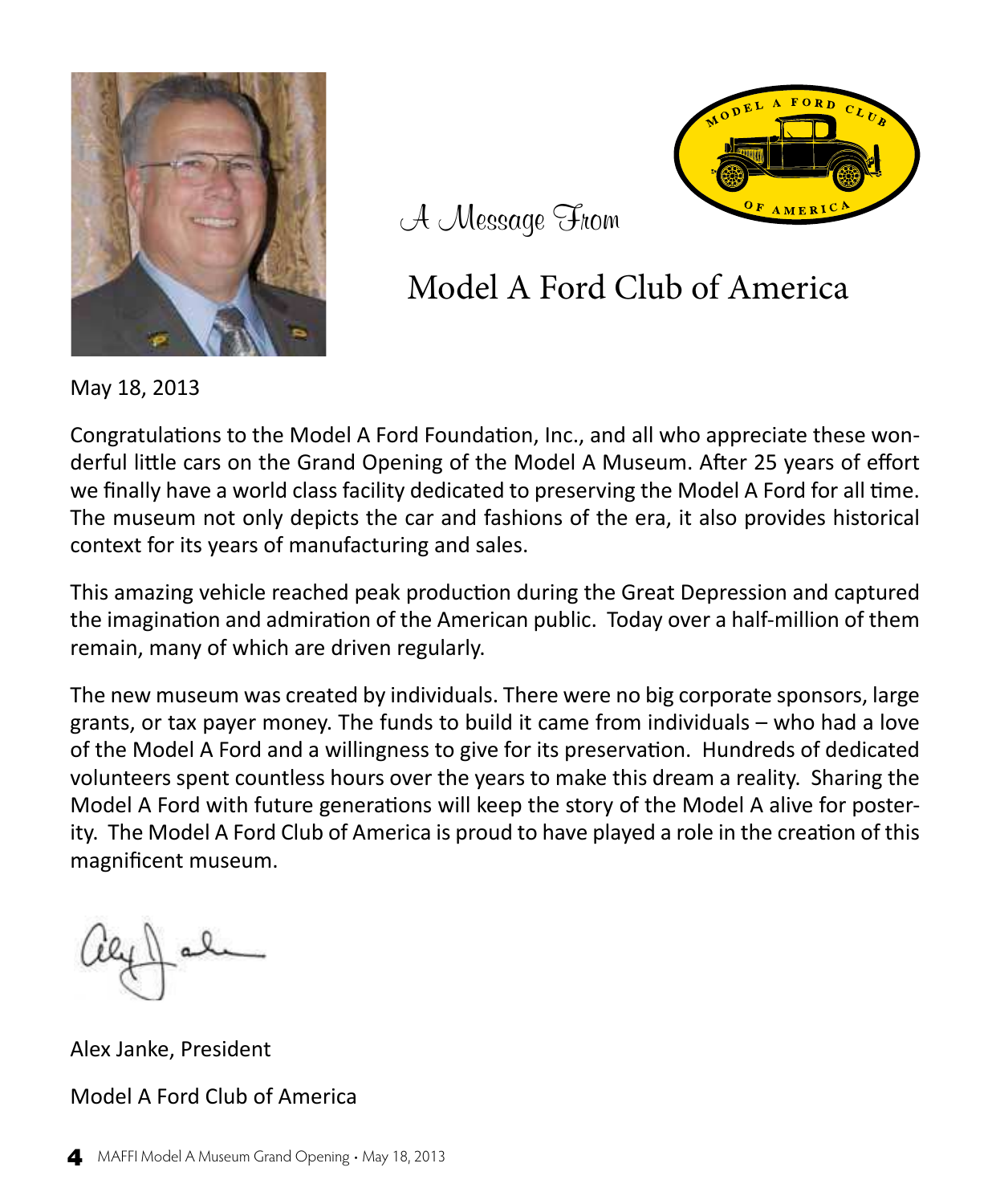A Message From

# Model A Ford Club of America

May 18, 2013

Congratulations to the Model A Ford Foundation, Inc., and all who appreciate these wonderful little cars on the Grand Opening of the Model A Museum. After 25 years of effort we finally have a world class facility dedicated to preserving the Model A Ford for all time. The museum not only depicts the car and fashions of the era, it also provides historical context for its years of manufacturing and sales.

This amazing vehicle reached peak production during the Great Depression and captured the imagination and admiration of the American public. Today over a half-million of them remain, many of which are driven regularly.

The new museum was created by individuals. There were no big corporate sponsors, large grants, or tax payer money. The funds to build it came from individuals – who had a love of the Model A Ford and a willingness to give for its preservation. Hundreds of dedicated volunteers spent countless hours over the years to make this dream a reality. Sharing the Model A Ford with future generations will keep the story of the Model A alive for posterity. The Model A Ford Club of America is proud to have played a role in the creation of this magnificent museum.

Alex Janke, President

Model A Ford Club of America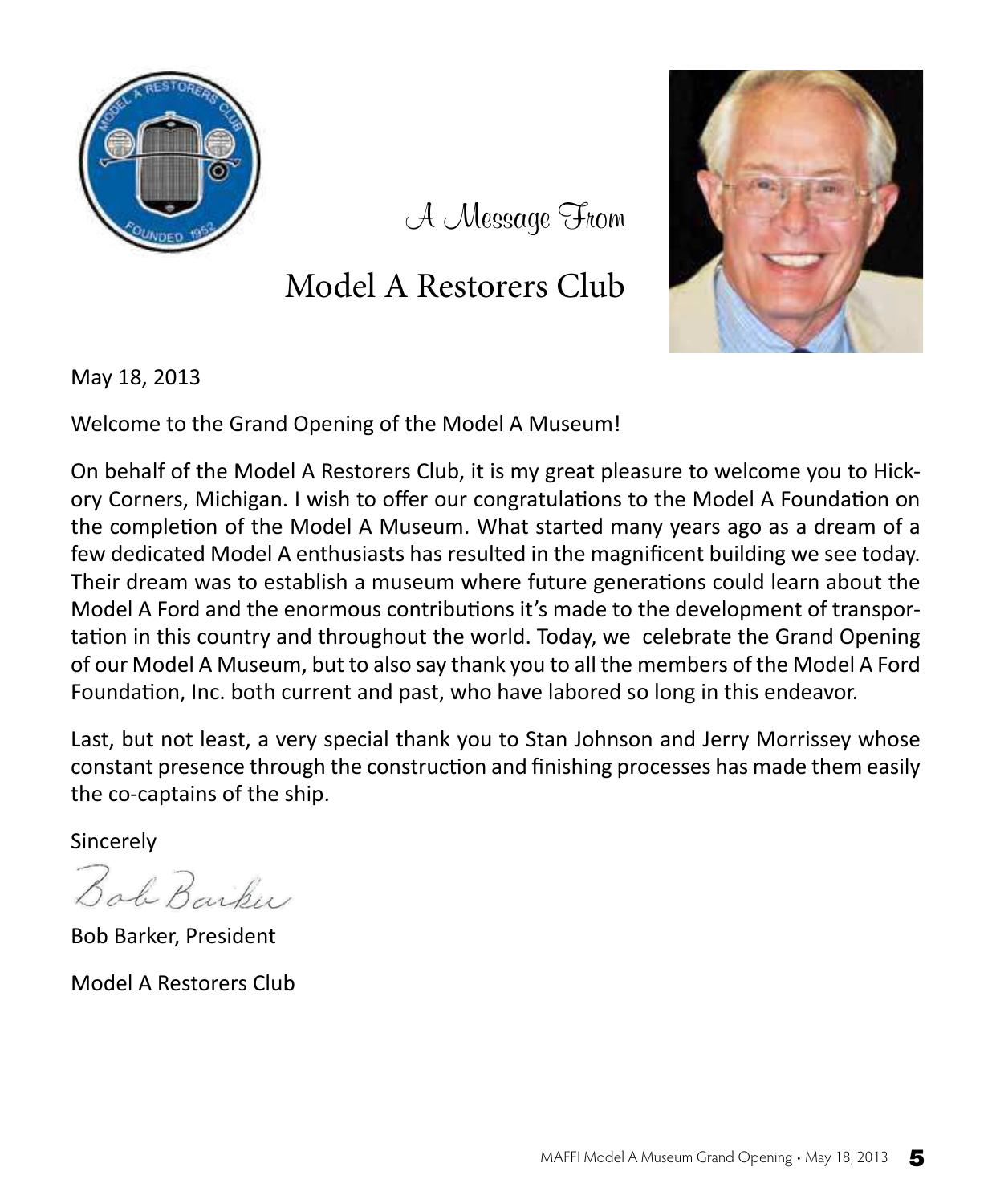# A Message From

# Model A Restorers Club

May 18, 2013

Welcome to the Grand Opening of the Model A Museum!

On behalf of the Model A Restorers Club, it is my great pleasure to welcome you to Hickory Corners, Michigan. I wish to offer our congratulations to the Model A Foundation on the completion of the Model A Museum. What started many years ago as a dream of a few dedicated Model A enthusiasts has resulted in the magnificent building we see today. Their dream was to establish a museum where future generations could learn about the Model A Ford and the enormous contributions it's made to the development of transportation in this country and throughout the world. Today, we celebrate the Grand Opening of our Model A Museum, but to also say thank you to all the members of the Model A Ford Foundation, Inc. both current and past, who have labored so long in this endeavor.

Last, but not least, a very special thank you to Stan Johnson and Jerry Morrissey whose constant presence through the construction and finishing processes has made them easily the co-captains of the ship.

Sincerely

*Bob Barker*

Bob Barker, President

Model A Restorers Club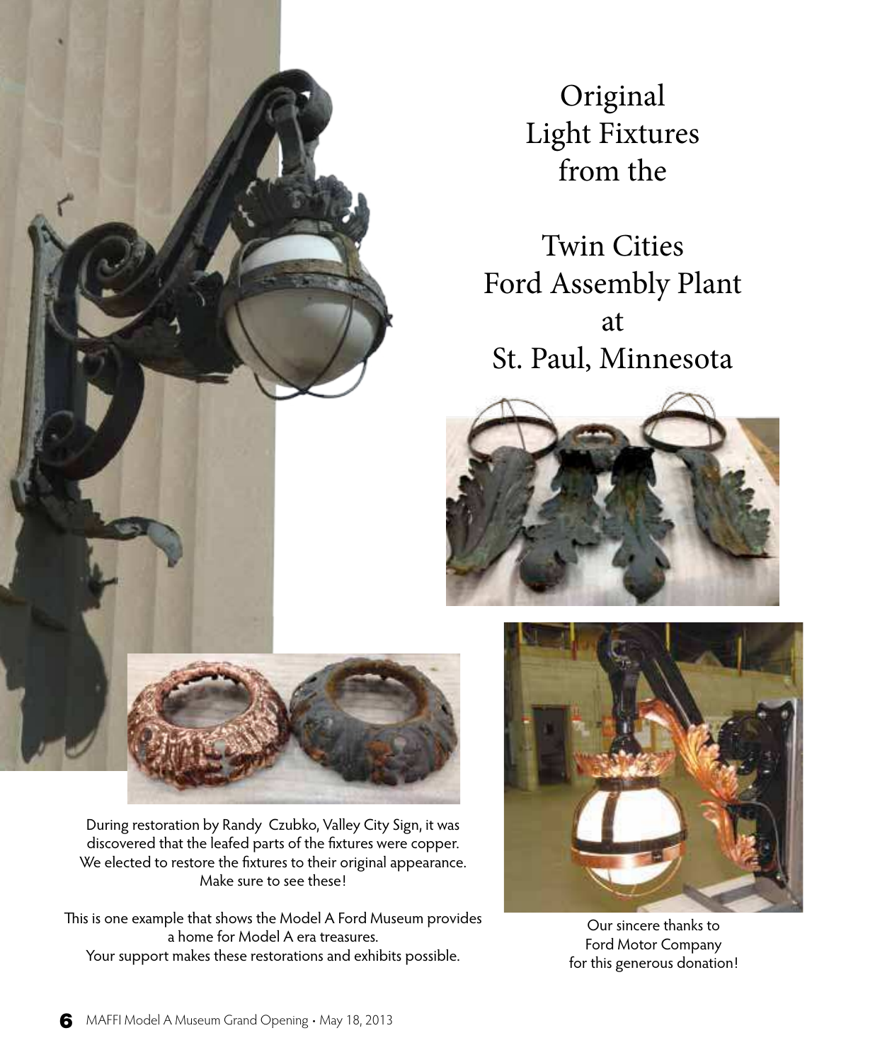# Original Light Fixtures from the

# Twin Cities Ford Assembly Plant at St. Paul, Minnesota

During restoration by Randy Czubko, Valley City Sign, it was discovered that the leafed parts of the fixtures were copper. We elected to restore the fixtures to their original appearance. Make sure to see these!

This is one example that shows the Model A Ford Museum provides a home for Model A era treasures.
Your support makes these restorations and exhibits possible.

Our sincere thanks to Ford Motor Company for this generous donation!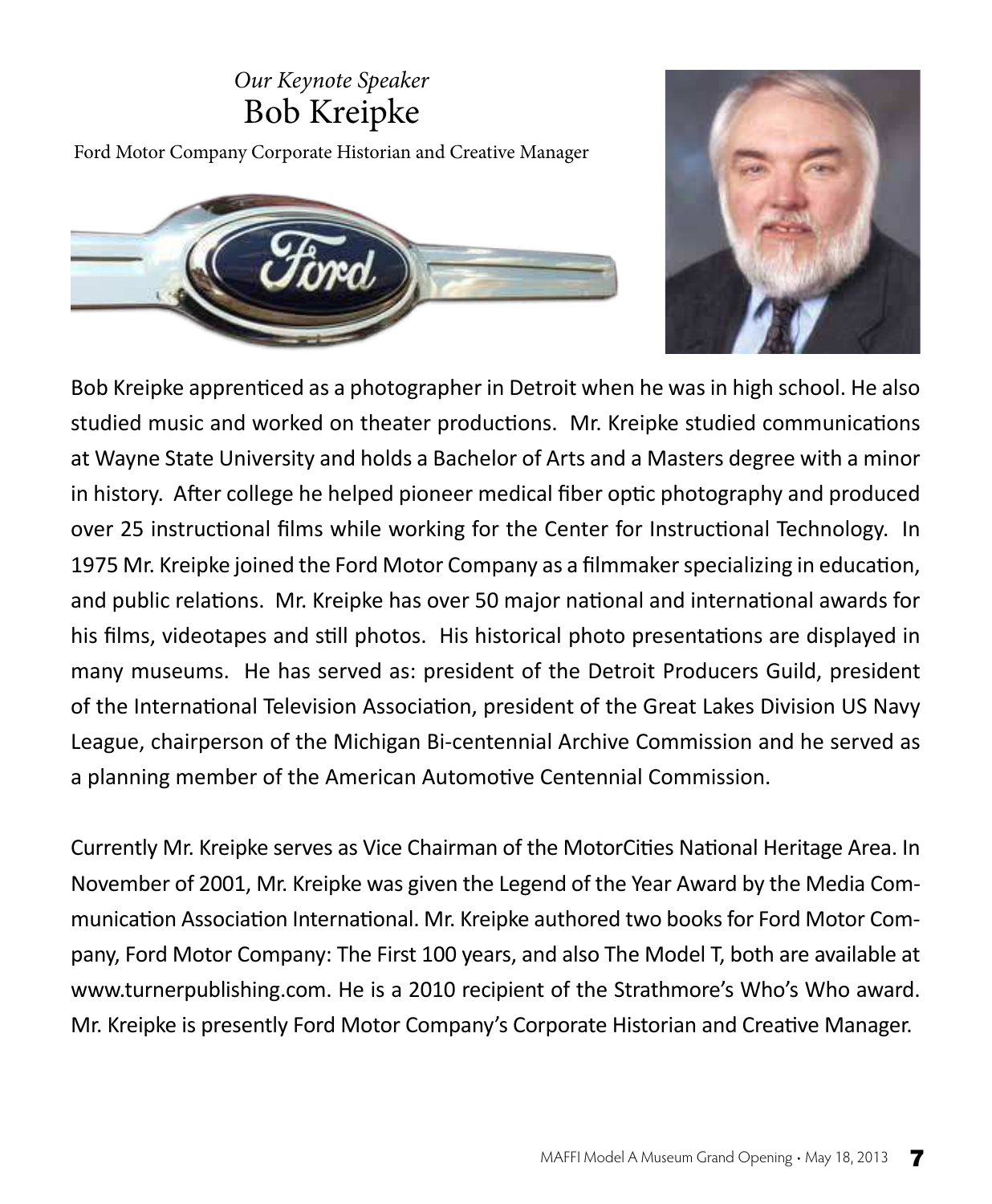*Our Keynote Speaker*

# Bob Kreipke

Ford Motor Company Corporate Historian and Creative Manager

Bob Kreipke apprenticed as a photographer in Detroit when he was in high school. He also studied music and worked on theater productions. Mr. Kreipke studied communications at Wayne State University and holds a Bachelor of Arts and a Masters degree with a minor in history. After college he helped pioneer medical fiber optic photography and produced over 25 instructional films while working for the Center for Instructional Technology. In 1975 Mr. Kreipke joined the Ford Motor Company as a filmmaker specializing in education, and public relations. Mr. Kreipke has over 50 major national and international awards for his films, videotapes and still photos. His historical photo presentations are displayed in many museums. He has served as: president of the Detroit Producers Guild, president of the International Television Association, president of the Great Lakes Division US Navy League, chairperson of the Michigan Bi-centennial Archive Commission and he served as a planning member of the American Automotive Centennial Commission.

Currently Mr. Kreipke serves as Vice Chairman of the MotorCities National Heritage Area. In November of 2001, Mr. Kreipke was given the Legend of the Year Award by the Media Communication Association International. Mr. Kreipke authored two books for Ford Motor Company, Ford Motor Company: The First 100 years, and also The Model T, both are available at www.turnerpublishing.com. He is a 2010 recipient of the Strathmore's Who's Who award. Mr. Kreipke is presently Ford Motor Company's Corporate Historian and Creative Manager.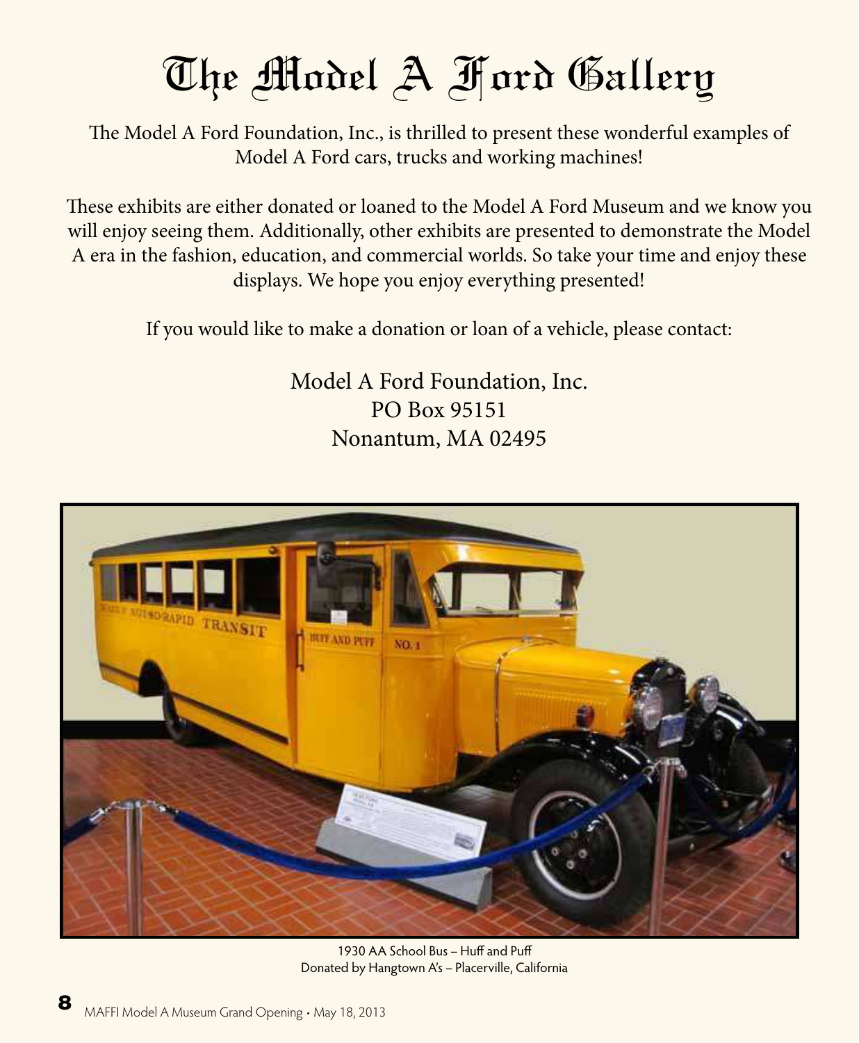# The Model A Ford Gallery

The Model A Ford Foundation, Inc., is thrilled to present these wonderful examples of Model A Ford cars, trucks and working machines!

These exhibits are either donated or loaned to the Model A Ford Museum and we know you will enjoy seeing them. Additionally, other exhibits are presented to demonstrate the Model A era in the fashion, education, and commercial worlds. So take your time and enjoy these displays. We hope you enjoy everything presented!

If you would like to make a donation or loan of a vehicle, please contact:

Model A Ford Foundation, Inc.
PO Box 95151
Nonantum, MA 02495

1930 AA School Bus – Huff and Puff
Donated by Hangtown A's – Placerville, California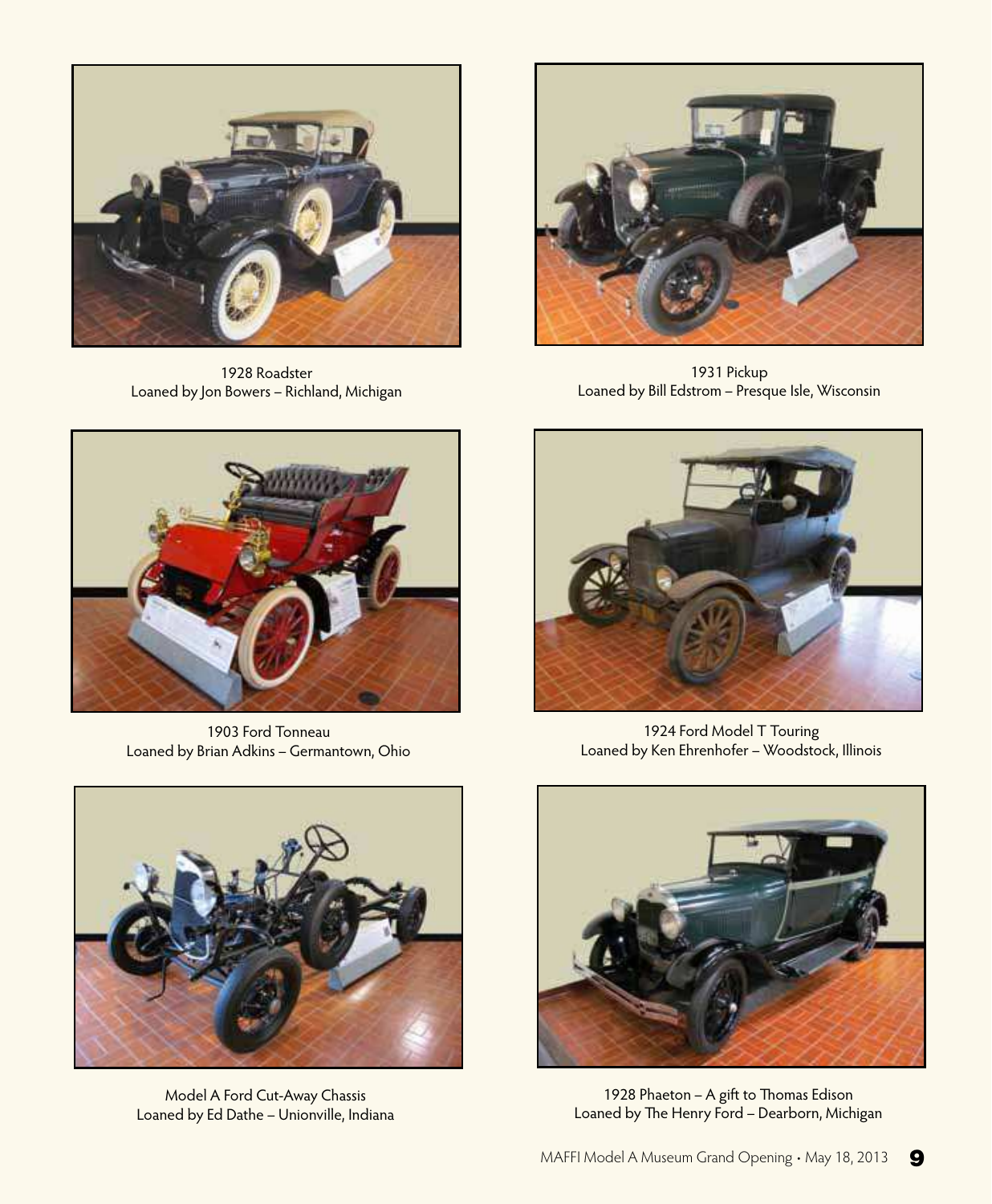1928 Roadster
Loaned by Jon Bowers – Richland, Michigan

1931 Pickup
Loaned by Bill Edstrom – Presque Isle, Wisconsin

1903 Ford Tonneau
Loaned by Brian Adkins – Germantown, Ohio

1924 Ford Model T Touring
Loaned by Ken Ehrenhofer – Woodstock, Illinois

Model A Ford Cut-Away Chassis
Loaned by Ed Dathe – Unionville, Indiana

1928 Phaeton – A gift to Thomas Edison
Loaned by The Henry Ford – Dearborn, Michigan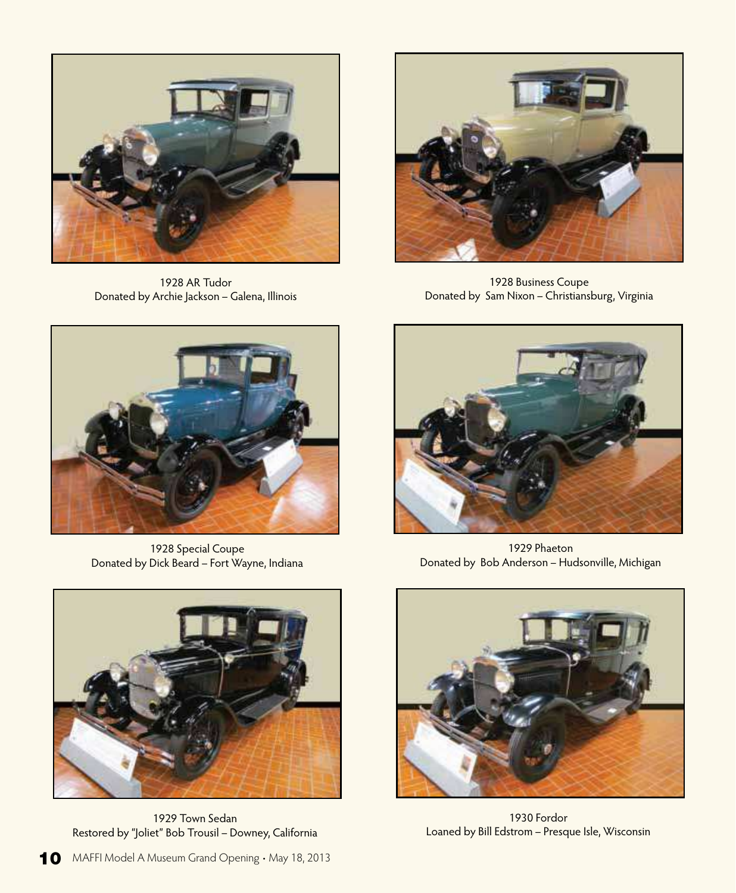1928 AR Tudor
Donated by Archie Jackson – Galena, Illinois

1928 Business Coupe
Donated by Sam Nixon – Christiansburg, Virginia

1928 Special Coupe
Donated by Dick Beard – Fort Wayne, Indiana

1929 Phaeton
Donated by Bob Anderson – Hudsonville, Michigan

1929 Town Sedan
Restored by "Joliet" Bob Trousil – Downey, California

1930 Fordor
Loaned by Bill Edstrom – Presque Isle, Wisconsin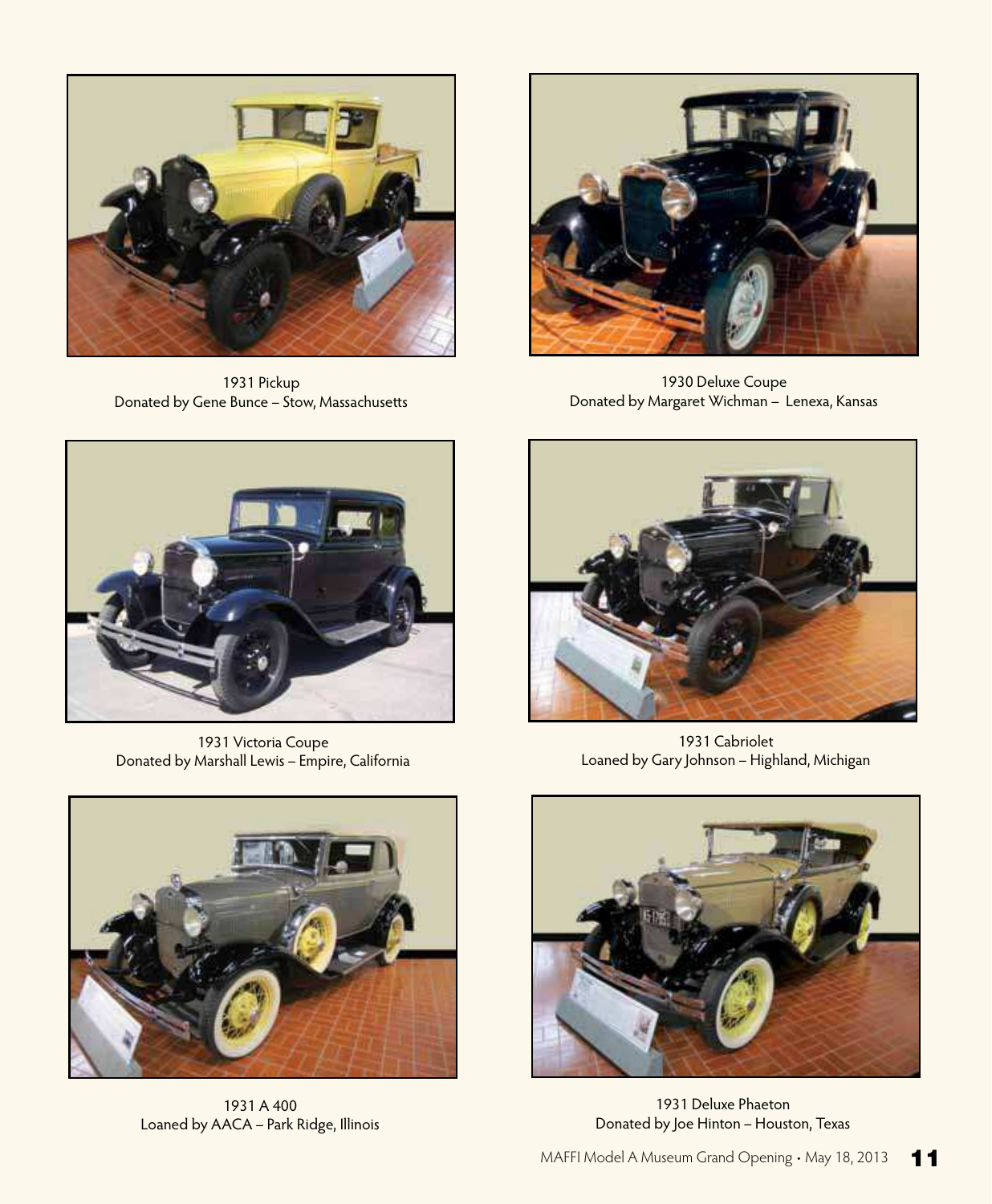1931 Pickup
Donated by Gene Bunce – Stow, Massachusetts

1930 Deluxe Coupe
Donated by Margaret Wichman – Lenexa, Kansas

1931 Victoria Coupe
Donated by Marshall Lewis – Empire, California

1931 Cabriolet
Loaned by Gary Johnson – Highland, Michigan

1931 A 400
Loaned by AACA – Park Ridge, Illinois

1931 Deluxe Phaeton
Donated by Joe Hinton – Houston, Texas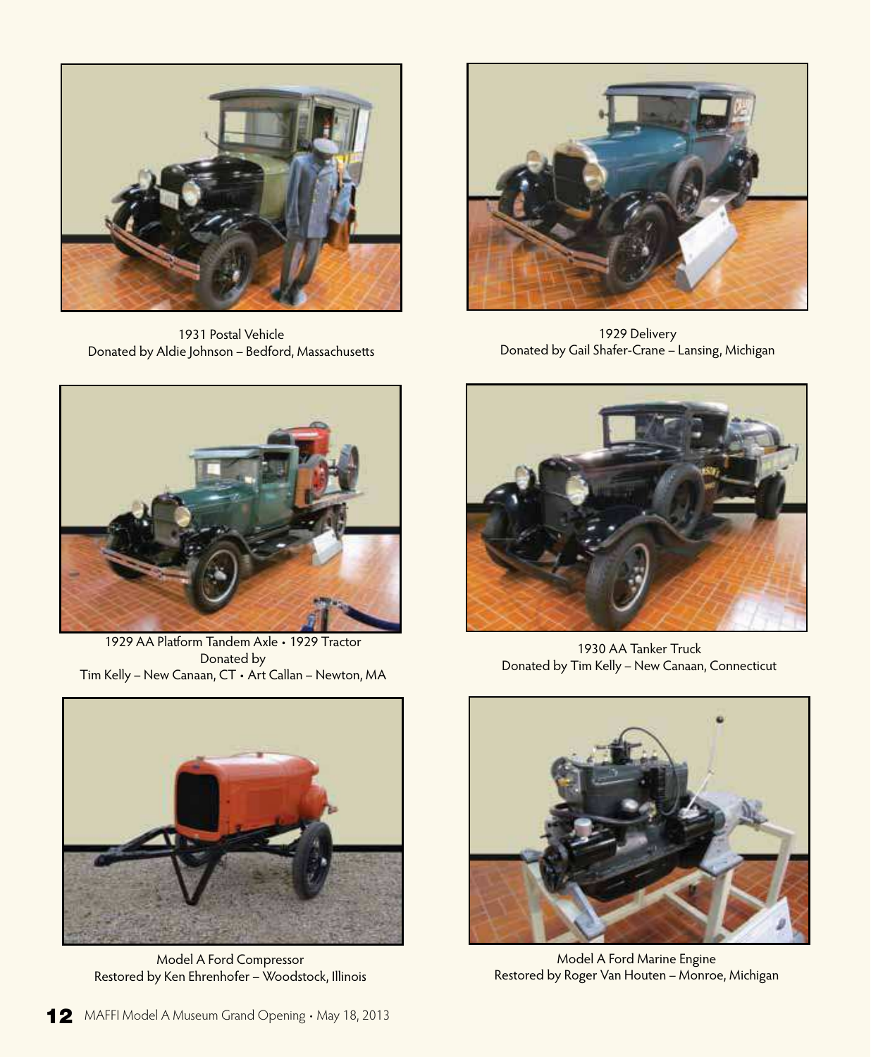1931 Postal Vehicle
Donated by Aldie Johnson – Bedford, Massachusetts

1929 Delivery
Donated by Gail Shafer-Crane – Lansing, Michigan

1929 AA Platform Tandem Axle • 1929 Tractor
Donated by
Tim Kelly – New Canaan, CT • Art Callan – Newton, MA

1930 AA Tanker Truck
Donated by Tim Kelly – New Canaan, Connecticut

Model A Ford Compressor
Restored by Ken Ehrenhofer – Woodstock, Illinois

Model A Ford Marine Engine
Restored by Roger Van Houten – Monroe, Michigan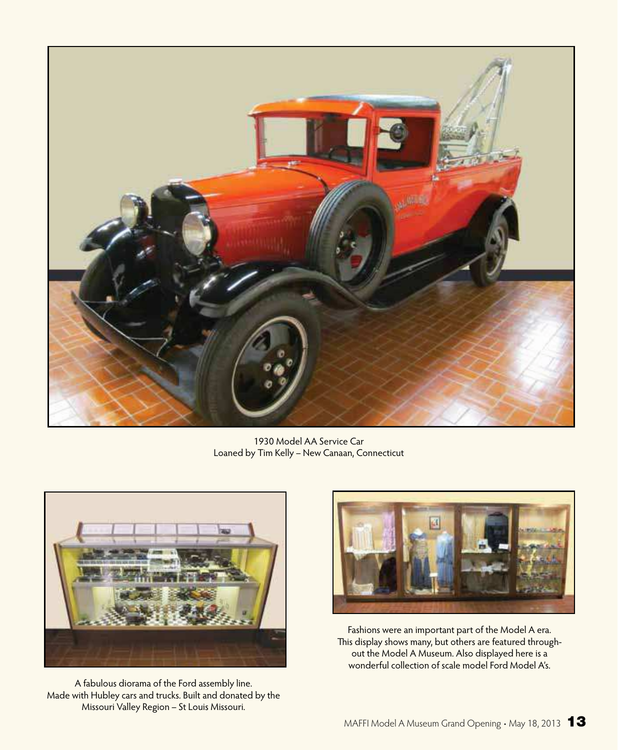1930 Model AA Service Car
Loaned by Tim Kelly – New Canaan, Connecticut

A fabulous diorama of the Ford assembly line.
Made with Hubley cars and trucks. Built and donated by the
Missouri Valley Region – St Louis Missouri.

Fashions were an important part of the Model A era.
This display shows many, but others are featured throughout the Model A Museum. Also displayed here is a
wonderful collection of scale model Ford Model A's.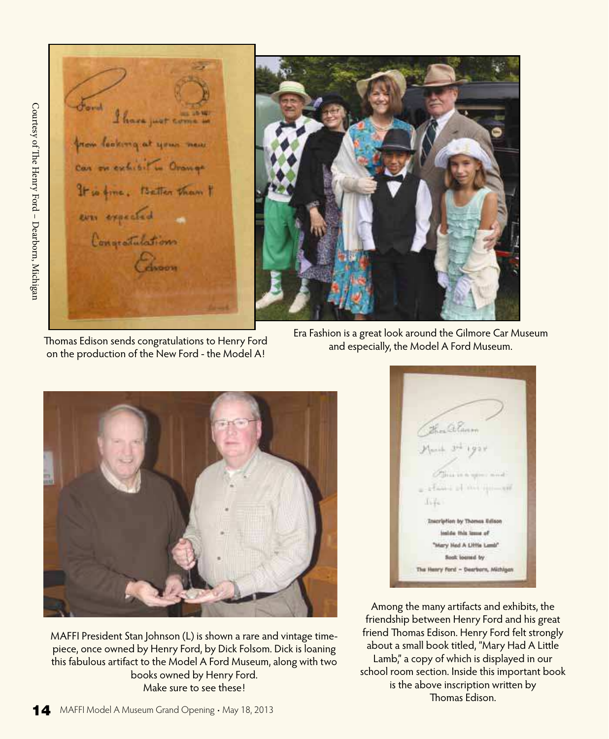Courtesy of The Henry Ford – Dearborn, Michigan

Thomas Edison sends congratulations to Henry Ford on the production of the New Ford - the Model A!

Era Fashion is a great look around the Gilmore Car Museum and especially, the Model A Ford Museum.

MAFFI President Stan Johnson (L) is shown a rare and vintage time-piece, once owned by Henry Ford, by Dick Folsom. Dick is loaning this fabulous artifact to the Model A Ford Museum, along with two books owned by Henry Ford.
Make sure to see these!

Among the many artifacts and exhibits, the friendship between Henry Ford and his great friend Thomas Edison. Henry Ford felt strongly about a small book titled, "Mary Had A Little Lamb," a copy of which is displayed in our school room section. Inside this important book is the above inscription written by Thomas Edison.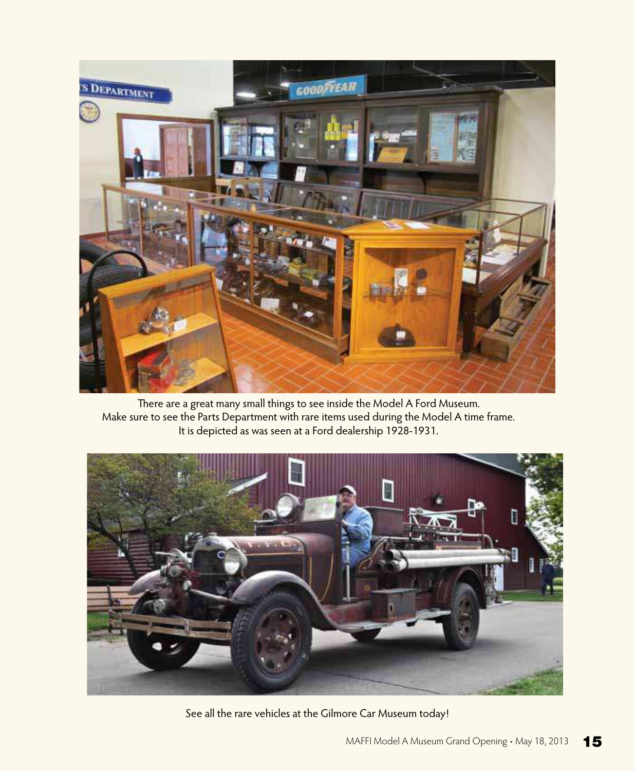There are a great many small things to see inside the Model A Ford Museum.
Make sure to see the Parts Department with rare items used during the Model A time frame.
It is depicted as was seen at a Ford dealership 1928-1931.

See all the rare vehicles at the Gilmore Car Museum today!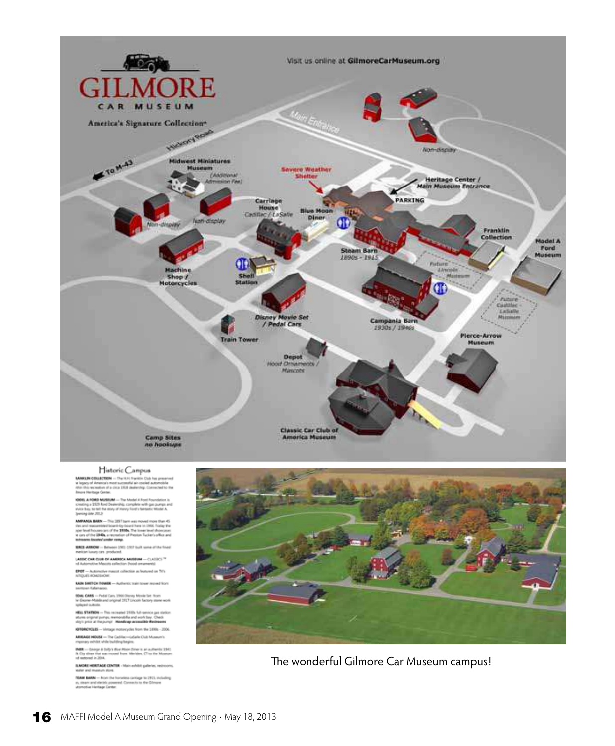# GILMORE CAR MUSEUM

America's Signature Collection™

Visit us online at GilmoreCarMuseum.org

Hickory Road

To M-43

Main Entrance

Midwest Miniatures Museum (Additional Admission Fee)

Non-display

Non-display

Non-display

Severe Weather Shelter

Heritage Center / Main Museum Entrance

PARKING

Carriage House Cadillac / LaSalle

Blue Moon Diner

Franklin Collection

Model A Ford Museum

Steam Barn 1890s - 1915

Future Lincoln Museum

Machine Shop / Motorcycles

Shell Station

Disney Movie Set / Pedal Cars

Campania Barn 1930s / 1940s

Future Cadillac - LaSalle Museum

Train Tower

Pierce-Arrow Museum

Depot Hood Ornaments / Mascots

Classic Car Club of America Museum

Camp Sites no hookups

## Historic Campus

**FRANKLIN COLLECTION** — The H.H. Franklin Club has preserved the legacy of America's most successful air-cooled automobile within this recreation of a circa 1928 dealership. Connected to the Gilmore Heritage Center.

**MODEL A FORD MUSEUM** — The Model A Ford Foundation is recreating a 1929 Ford Dealership, complete with gas pumps and service bay, to tell the story of Henry Ford's fantastic Model A. (opening date 2013)

**CAMPANIA BARN** — This 1897 barn was moved more than 45 miles and reassembled board-by-board here in 1966. Today the upper level houses cars of the 1930s. The lower level showcases the cars of the 1940s, a recreation of Preston Tucker's office and restrooms located under ramp.

**PIERCE-ARROW** — Between 1901-1937 built some of the finest American luxury cars produced.

**CLASSIC CAR CLUB OF AMERICA MUSEUM** — CLASSICS™ and Automotive Mascots collection (hood ornaments).

**DEPOT** — Automotive mascot collection as featured on TV's ANTIQUES ROADSHOW.

**TRAIN SWITCH TOWER** — Authentic train tower moved from downtown Kalamazoo.

**PEDAL CARS** — Pedal Cars, 1966 Disney Movie Set from the Gnome-Mobile and original 1917 Lincoln factory stone work displayed outside.

**SHELL STATION** — This recreated 1930s full-service gas station features original pumps, memorabilia and work bay. Check today's price at the pump! **Handicap accessible Restrooms**

**MOTORCYCLES** — Vintage motorcycles from the 1890s - 2006.

**CARRIAGE HOUSE** — The Cadillac–LaSalle Club Museum's temporary exhibit while building begins.

**DINER** — George & Sally's Blue Moon Diner is an authentic 1941 Silk City diner that was moved from Meriden, CT to the Museum and restored in 2004.

**GILMORE HERITAGE CENTER** - Main exhibit galleries, restrooms, theater and museum store.

**STEAM BARN** — From the horseless carriage to 1915, including gas, steam and electric powered. Connects to the Gilmore Automotive Heritage Center.

The wonderful Gilmore Car Museum campus!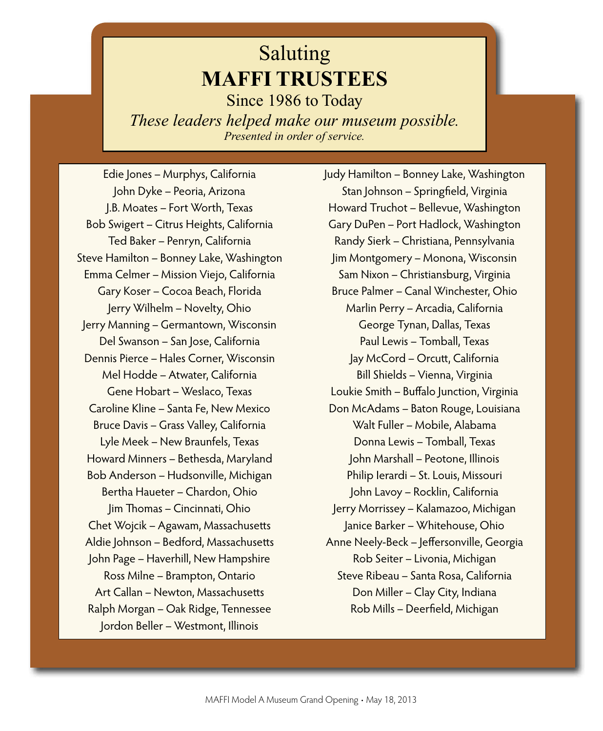Saluting

# MAFFI TRUSTEES

Since 1986 to Today

*These leaders helped make our museum possible.*

*Presented in order of service.*

Edie Jones – Murphys, California
John Dyke – Peoria, Arizona
J.B. Moates – Fort Worth, Texas
Bob Swigert – Citrus Heights, California
Ted Baker – Penryn, California
Steve Hamilton – Bonney Lake, Washington
Emma Celmer – Mission Viejo, California
Gary Koser – Cocoa Beach, Florida
Jerry Wilhelm – Novelty, Ohio
Jerry Manning – Germantown, Wisconsin
Del Swanson – San Jose, California
Dennis Pierce – Hales Corner, Wisconsin
Mel Hodde – Atwater, California
Gene Hobart – Weslaco, Texas
Caroline Kline – Santa Fe, New Mexico
Bruce Davis – Grass Valley, California
Lyle Meek – New Braunfels, Texas
Howard Minners – Bethesda, Maryland
Bob Anderson – Hudsonville, Michigan
Bertha Haueter – Chardon, Ohio
Jim Thomas – Cincinnati, Ohio
Chet Wojcik – Agawam, Massachusetts
Aldie Johnson – Bedford, Massachusetts
John Page – Haverhill, New Hampshire
Ross Milne – Brampton, Ontario
Art Callan – Newton, Massachusetts
Ralph Morgan – Oak Ridge, Tennessee
Jordon Beller – Westmont, Illinois
Judy Hamilton – Bonney Lake, Washington
Stan Johnson – Springfield, Virginia
Howard Truchot – Bellevue, Washington
Gary DuPen – Port Hadlock, Washington
Randy Sierk – Christiana, Pennsylvania
Jim Montgomery – Monona, Wisconsin
Sam Nixon – Christiansburg, Virginia
Bruce Palmer – Canal Winchester, Ohio
Marlin Perry – Arcadia, California
George Tynan, Dallas, Texas
Paul Lewis – Tomball, Texas
Jay McCord – Orcutt, California
Bill Shields – Vienna, Virginia
Loukie Smith – Buffalo Junction, Virginia
Don McAdams – Baton Rouge, Louisiana
Walt Fuller – Mobile, Alabama
Donna Lewis – Tomball, Texas
John Marshall – Peotone, Illinois
Philip Ierardi – St. Louis, Missouri
John Lavoy – Rocklin, California
Jerry Morrissey – Kalamazoo, Michigan
Janice Barker – Whitehouse, Ohio
Anne Neely-Beck – Jeffersonville, Georgia
Rob Seiter – Livonia, Michigan
Steve Ribeau – Santa Rosa, California
Don Miller – Clay City, Indiana
Rob Mills – Deerfield, Michigan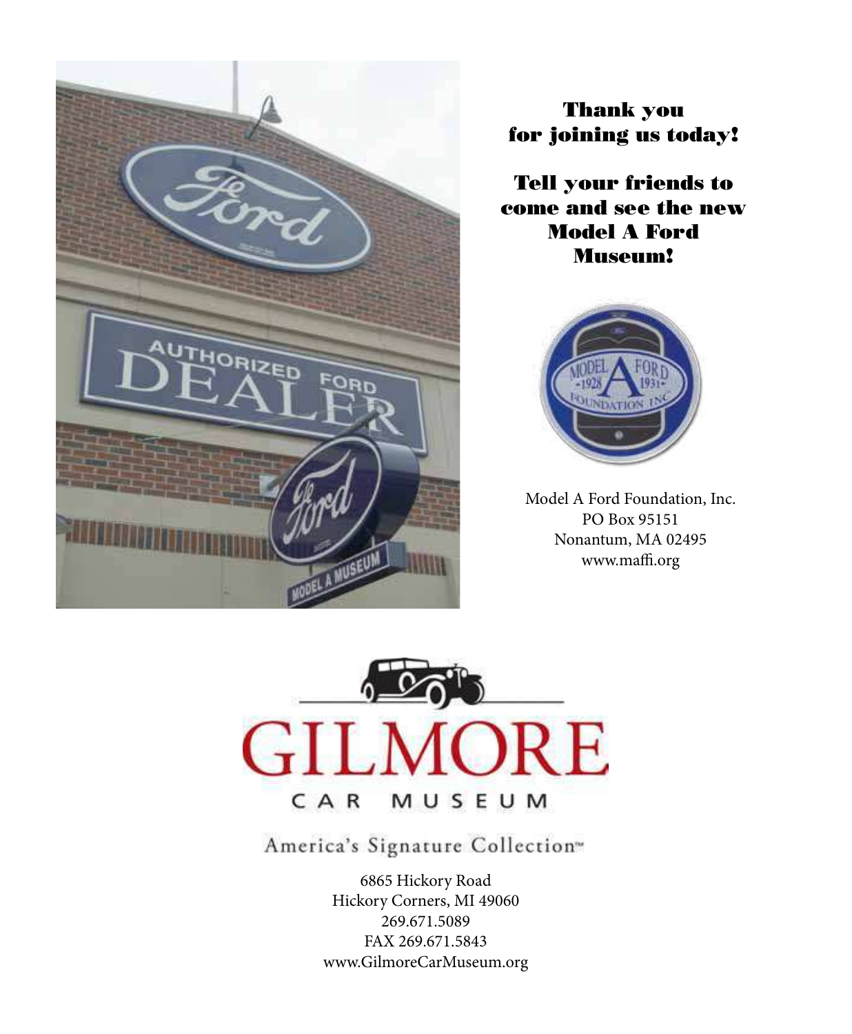**Thank you for joining us today!**

**Tell your friends to come and see the new Model A Ford Museum!**

Model A Ford Foundation, Inc.
PO Box 95151
Nonantum, MA 02495
www.maffi.org

GILMORE
CAR MUSEUM

America's Signature Collection™

6865 Hickory Road
Hickory Corners, MI 49060
269.671.5089
FAX 269.671.5843
www.GilmoreCarMuseum.org